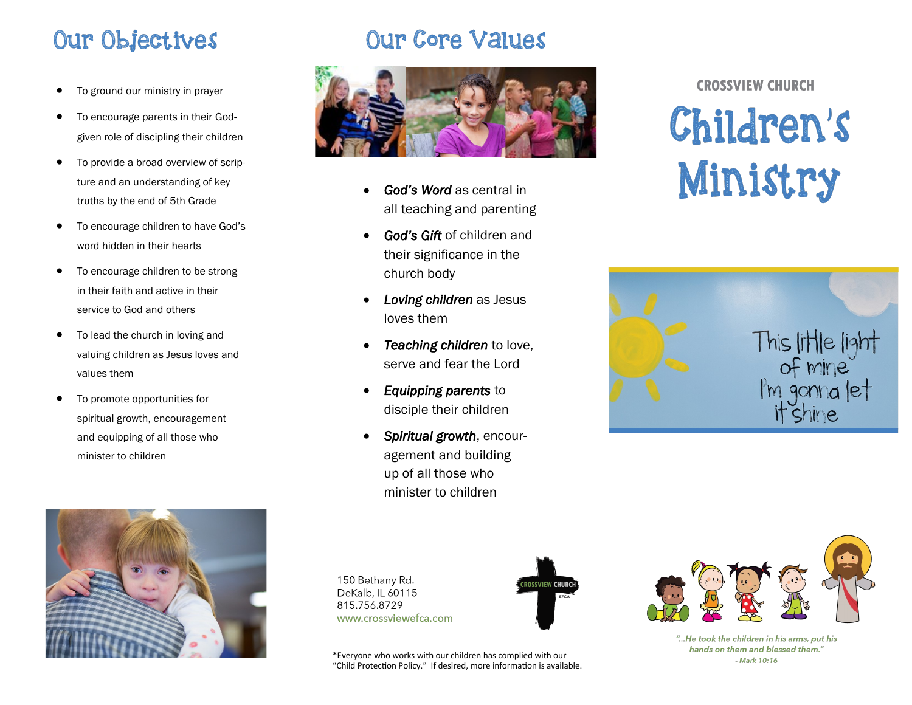# Our Objectives

- To ground our ministry in prayer
- To encourage parents in their God-given role of discipling their children
- To provide a broad overview of scripture and an understanding of key truths by the end of 5th Grade
- To encourage children to have God's word hidden in their hearts
- To encourage children to be strong in their faith and active in their service to God and others
- To lead the church in loving and valuing children as Jesus loves and values them
- To promote opportunities for spiritual growth, encouragement and equipping of all those who minister to children

# Our Core Values

- *God's Word* as central in all teaching and parenting
- *God's Gift* of children and their significance in the church body
- *Loving children* as Jesus loves them
- *Teaching children* to love, serve and fear the Lord
- *Equipping parents* to disciple their children
- *Spiritual growth*, encouragement and building up of all those who minister to children

150 Bethany Rd.
DeKalb, IL 60115
815.756.8729
www.crossviewefca.com

CROSSVIEW CHURCH
EFCA

*Everyone who works with our children has complied with our "Child Protection Policy." If desired, more information is available.

**CROSSVIEW CHURCH**

# Children's Ministry

This little light of mine
I'm gonna let it shine

*"...He took the children in his arms, put his hands on them and blessed them."*
*- Mark 10:16*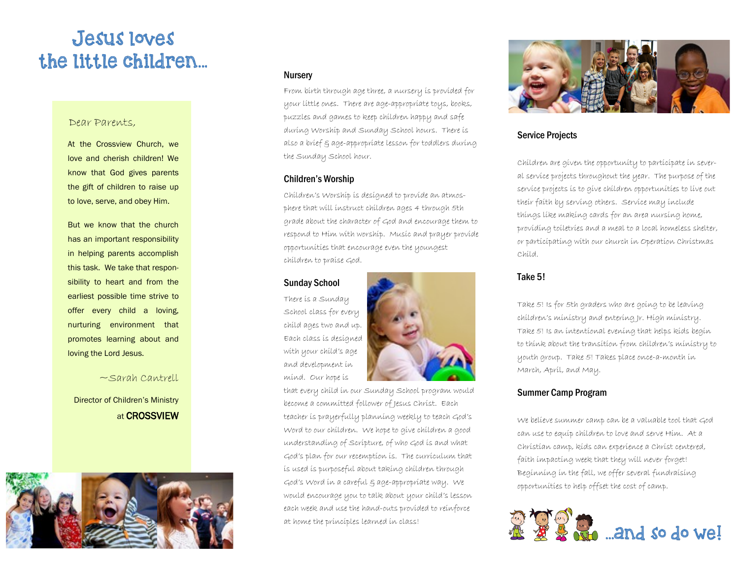# Jesus loves the little children...

Dear Parents,

At the Crossview Church, we love and cherish children! We know that God gives parents the gift of children to raise up to love, serve, and obey Him.

But we know that the church has an important responsibility in helping parents accomplish this task. We take that responsibility to heart and from the earliest possible time strive to offer every child a loving, nurturing environment that promotes learning about and loving the Lord Jesus.

~Sarah Cantrell

Director of Children's Ministry at CROSSVIEW

## Nursery

From birth through age three, a nursery is provided for your little ones. There are age-appropriate toys, books, puzzles and games to keep children happy and safe during Worship and Sunday School hours. There is also a brief & age-appropriate lesson for toddlers during the Sunday School hour.

## Children's Worship

Children's Worship is designed to provide an atmosphere that will instruct children ages 4 through 5th grade about the character of God and encourage them to respond to Him with worship. Music and prayer provide opportunities that encourage even the youngest children to praise God.

## Sunday School

There is a Sunday School class for every child ages two and up. Each class is designed with your child's age and development in mind. Our hope is that every child in our Sunday School program would become a committed follower of Jesus Christ. Each teacher is prayerfully planning weekly to teach God's Word to our children. We hope to give children a good understanding of Scripture, of who God is and what God's plan for our recemption is. The curriculum that is used is purposeful about taking children through God's Word in a careful & age-appropriate way. We would encourage you to talk about your child's lesson each week and use the hand-outs provided to reinforce at home the principles learned in class!

## Service Projects

Children are given the opportunity to participate in several service projects throughout the year. The purpose of the service projects is to give children opportunities to live out their faith by serving others. Service may include things like making cards for an area nursing home, providing toiletries and a meal to a local homeless shelter, or participating with our church in Operation Christmas Child.

## Take 5!

Take 5! Is for 5th graders who are going to be leaving children's ministry and entering Jr. High ministry. Take 5! Is an intentional evening that helps kids begin to think about the transition from children's ministry to youth group. Take 5! Takes place once-a-month in March, April, and May.

## Summer Camp Program

We believe summer camp can be a valuable tool that God can use to equip children to love and serve Him. At a Christian camp, kids can experience a Christ centered, faith impacting week that they will never forget! Beginning in the fall, we offer several fundraising opportunities to help offset the cost of camp.

...and so do we!